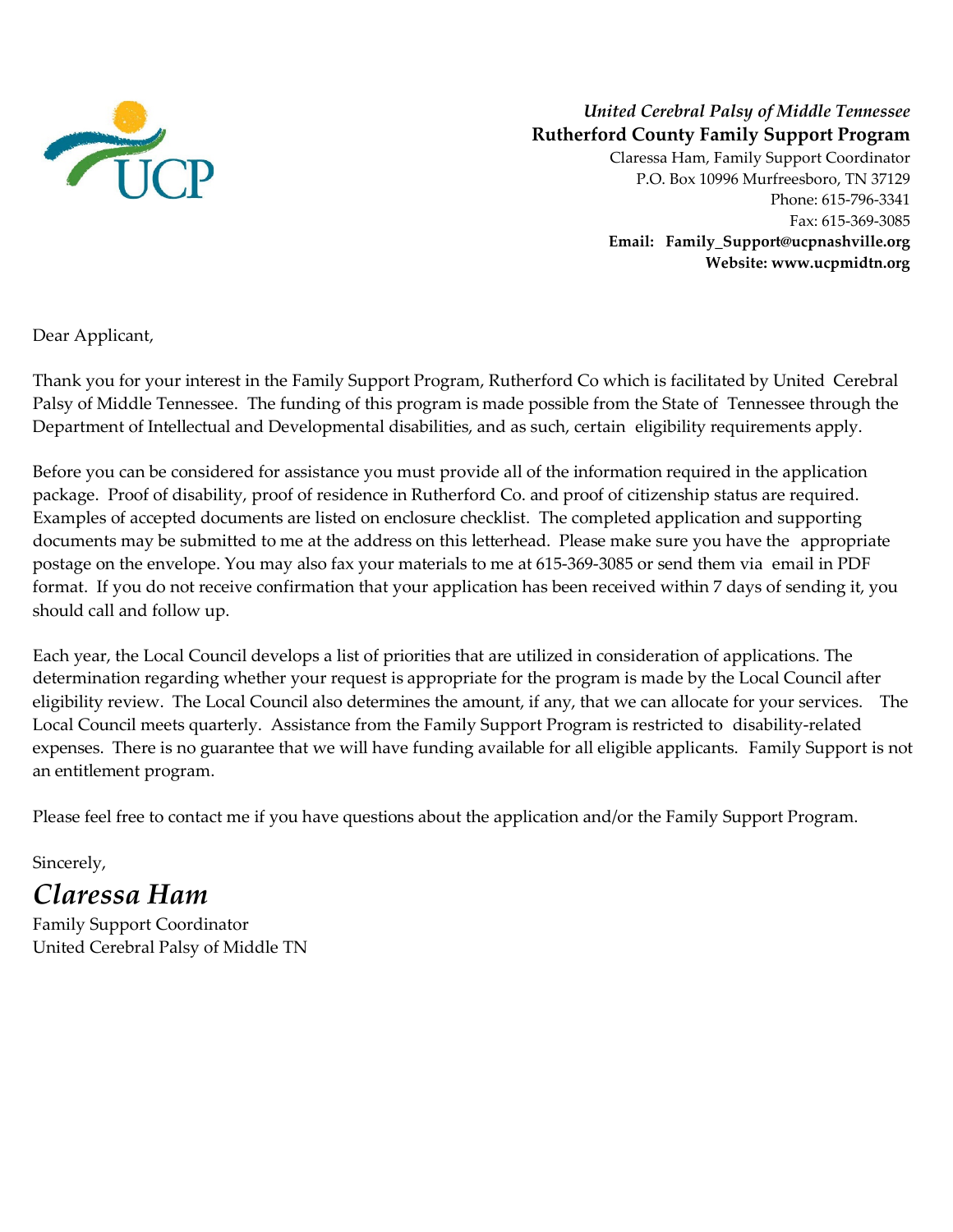*United Cerebral Palsy of Middle Tennessee*

**Rutherford County Family Support Program**

Claressa Ham, Family Support Coordinator
P.O. Box 10996 Murfreesboro, TN 37129
Phone: 615-796-3341
Fax: 615-369-3085
**Email: Family_Support@ucpnashville.org**
**Website: www.ucpmidtn.org**

Dear Applicant,

Thank you for your interest in the Family Support Program, Rutherford Co which is facilitated by United Cerebral Palsy of Middle Tennessee. The funding of this program is made possible from the State of Tennessee through the Department of Intellectual and Developmental disabilities, and as such, certain eligibility requirements apply.

Before you can be considered for assistance you must provide all of the information required in the application package. Proof of disability, proof of residence in Rutherford Co. and proof of citizenship status are required. Examples of accepted documents are listed on enclosure checklist. The completed application and supporting documents may be submitted to me at the address on this letterhead. Please make sure you have the appropriate postage on the envelope. You may also fax your materials to me at 615-369-3085 or send them via email in PDF format. If you do not receive confirmation that your application has been received within 7 days of sending it, you should call and follow up.

Each year, the Local Council develops a list of priorities that are utilized in consideration of applications. The determination regarding whether your request is appropriate for the program is made by the Local Council after eligibility review. The Local Council also determines the amount, if any, that we can allocate for your services. The Local Council meets quarterly. Assistance from the Family Support Program is restricted to disability-related expenses. There is no guarantee that we will have funding available for all eligible applicants. Family Support is not an entitlement program.

Please feel free to contact me if you have questions about the application and/or the Family Support Program.

Sincerely,

*Claressa Ham*

Family Support Coordinator
United Cerebral Palsy of Middle TN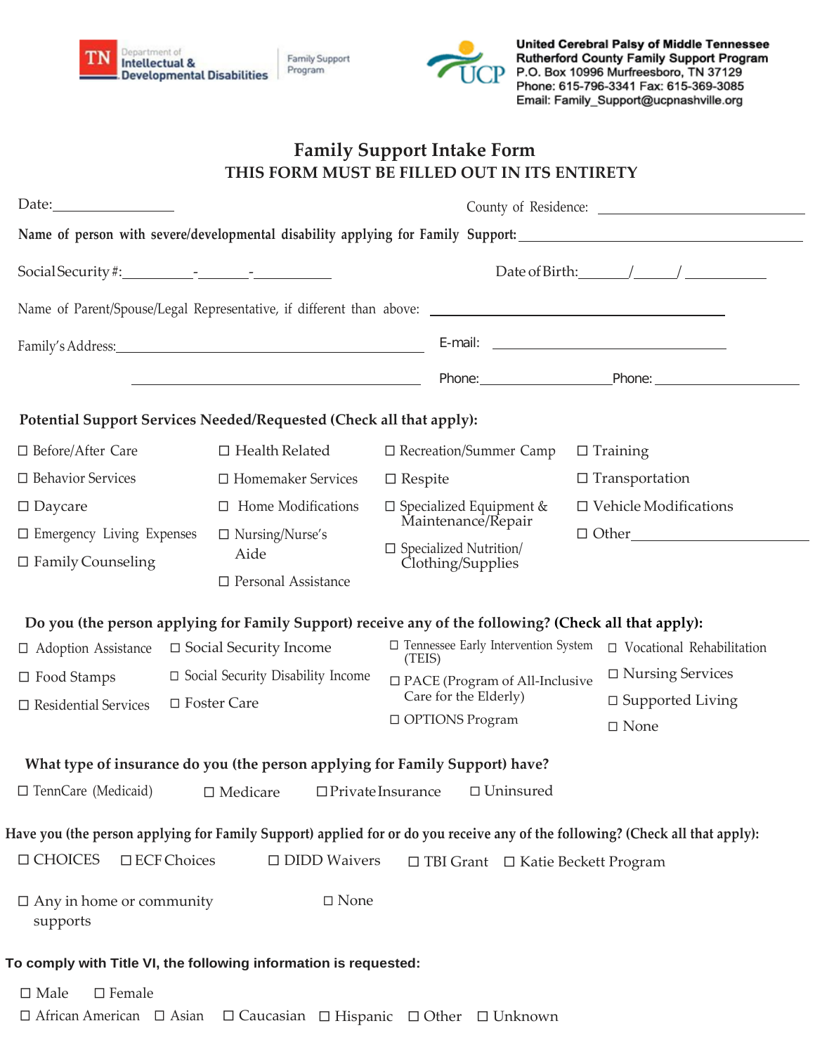TN Department of Intellectual & Developmental Disabilities | Family Support Program

UCP

**United Cerebral Palsy of Middle Tennessee**
**Rutherford County Family Support Program**
**P.O. Box 10996 Murfreesboro, TN 37129**
**Phone: 615-796-3341 Fax: 615-369-3085**
**Email: Family_Support@ucpnashville.org**

# Family Support Intake Form

## THIS FORM MUST BE FILLED OUT IN ITS ENTIRETY

Date:________________ County of Residence: ____________________________

**Name of person with severe/developmental disability applying for Family Support:** ____________________________

Social Security #:__________-_______-___________ Date of Birth:_______/______/ ___________

Name of Parent/Spouse/Legal Representative, if different than above: ____________________________

Family's Address:____________________________________________ E-mail: ____________________________

____________________________________________ Phone:__________________Phone: __________________

**Potential Support Services Needed/Requested (Check all that apply):**

- ☐ Before/After Care
- ☐ Behavior Services
- ☐ Daycare
- ☐ Emergency Living Expenses
- ☐ Family Counseling
- ☐ Health Related
- ☐ Homemaker Services
- ☐ Home Modifications
- ☐ Nursing/Nurse's Aide
- ☐ Personal Assistance
- ☐ Recreation/Summer Camp
- ☐ Respite
- ☐ Specialized Equipment & Maintenance/Repair
- ☐ Specialized Nutrition/ Clothing/Supplies
- ☐ Training
- ☐ Transportation
- ☐ Vehicle Modifications
- ☐ Other________________________

**Do you (the person applying for Family Support) receive any of the following? (Check all that apply):**

- ☐ Adoption Assistance
- ☐ Food Stamps
- ☐ Residential Services
- ☐ Social Security Income
- ☐ Social Security Disability Income
- ☐ Foster Care
- ☐ Tennessee Early Intervention System (TEIS)
- ☐ PACE (Program of All-Inclusive Care for the Elderly)
- ☐ OPTIONS Program
- ☐ Vocational Rehabilitation
- ☐ Nursing Services
- ☐ Supported Living
- ☐ None

**What type of insurance do you (the person applying for Family Support) have?**

☐ TennCare (Medicaid) ☐ Medicare ☐ Private Insurance ☐ Uninsured

**Have you (the person applying for Family Support) applied for or do you receive any of the following? (Check all that apply):**

☐ CHOICES ☐ ECF Choices ☐ DIDD Waivers ☐ TBI Grant ☐ Katie Beckett Program

☐ Any in home or community supports ☐ None

**To comply with Title VI, the following information is requested:**

☐ Male ☐ Female

☐ African American ☐ Asian ☐ Caucasian ☐ Hispanic ☐ Other ☐ Unknown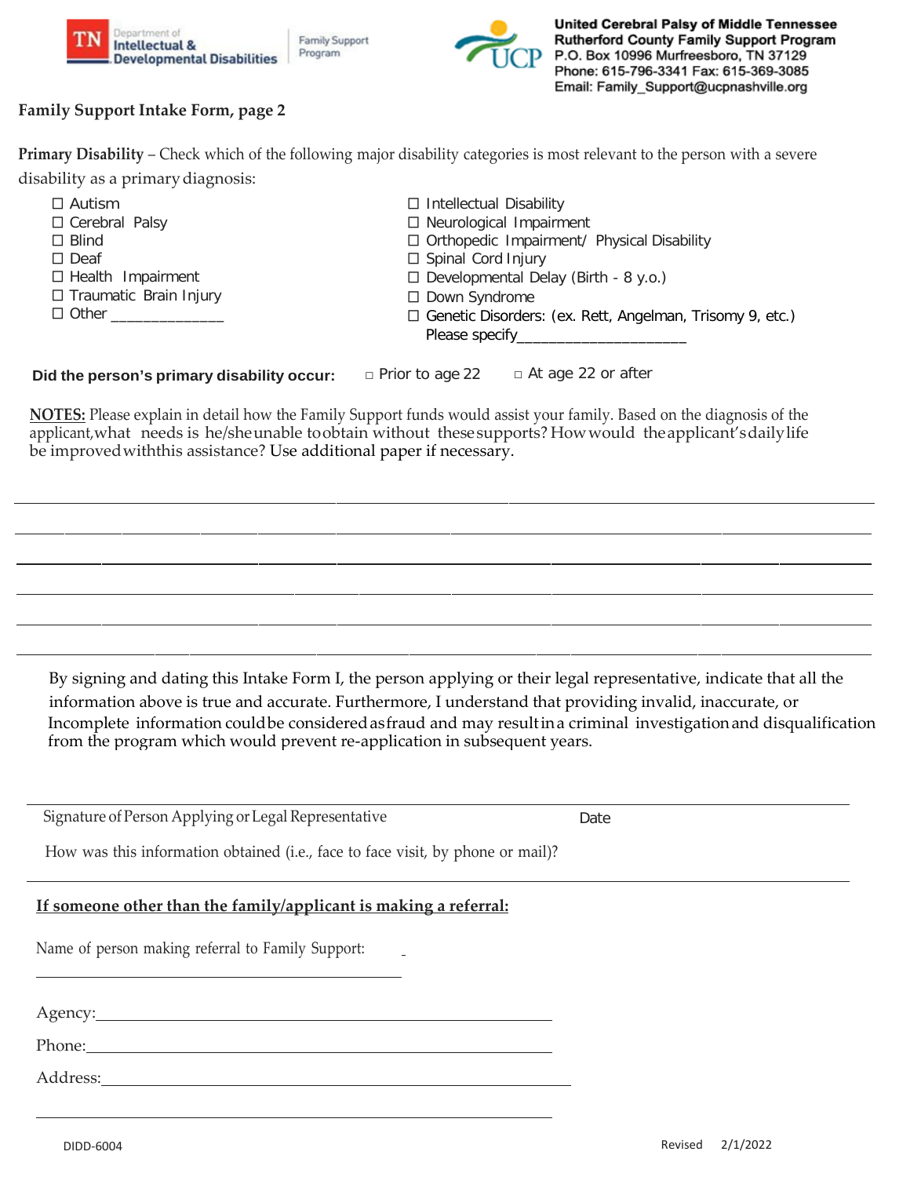Department of Intellectual & Developmental Disabilities | Family Support Program

**United Cerebral Palsy of Middle Tennessee**
**Rutherford County Family Support Program**
**P.O. Box 10996 Murfreesboro, TN 37129**
**Phone: 615-796-3341 Fax: 615-369-3085**
**Email: Family_Support@ucpnashville.org**

## Family Support Intake Form, page 2

**Primary Disability** – Check which of the following major disability categories is most relevant to the person with a severe disability as a primary diagnosis:

- ☐ Autism
- ☐ Cerebral Palsy
- ☐ Blind
- ☐ Deaf
- ☐ Health Impairment
- ☐ Traumatic Brain Injury
- ☐ Other _____________
- ☐ Intellectual Disability
- ☐ Neurological Impairment
- ☐ Orthopedic Impairment/ Physical Disability
- ☐ Spinal Cord Injury
- ☐ Developmental Delay (Birth - 8 y.o.)
- ☐ Down Syndrome
- ☐ Genetic Disorders: (ex. Rett, Angelman, Trisomy 9, etc.) Please specify____________________

**Did the person's primary disability occur:** ☐ Prior to age 22 ☐ At age 22 or after

<u>**NOTES:**</u> Please explain in detail how the Family Support funds would assist your family. Based on the diagnosis of the applicant, what needs is he/she unable to obtain without these supports? How would the applicant's daily life be improved with this assistance? Use additional paper if necessary.

______________________________________________________________________________

______________________________________________________________________________

______________________________________________________________________________

______________________________________________________________________________

______________________________________________________________________________

______________________________________________________________________________

By signing and dating this Intake Form I, the person applying or their legal representative, indicate that all the information above is true and accurate. Furthermore, I understand that providing invalid, inaccurate, or Incomplete information could be considered as fraud and may result in a criminal investigation and disqualification from the program which would prevent re-application in subsequent years.

______________________________________________________________________________

Signature of Person Applying or Legal Representative Date

How was this information obtained (i.e., face to face visit, by phone or mail)?

______________________________________________________________________________

<u>**If someone other than the family/applicant is making a referral:**</u>

Name of person making referral to Family Support: ____________________________________

Agency:____________________________________

Phone:____________________________________

Address:____________________________________

____________________________________

DIDD-6004 Revised 2/1/2022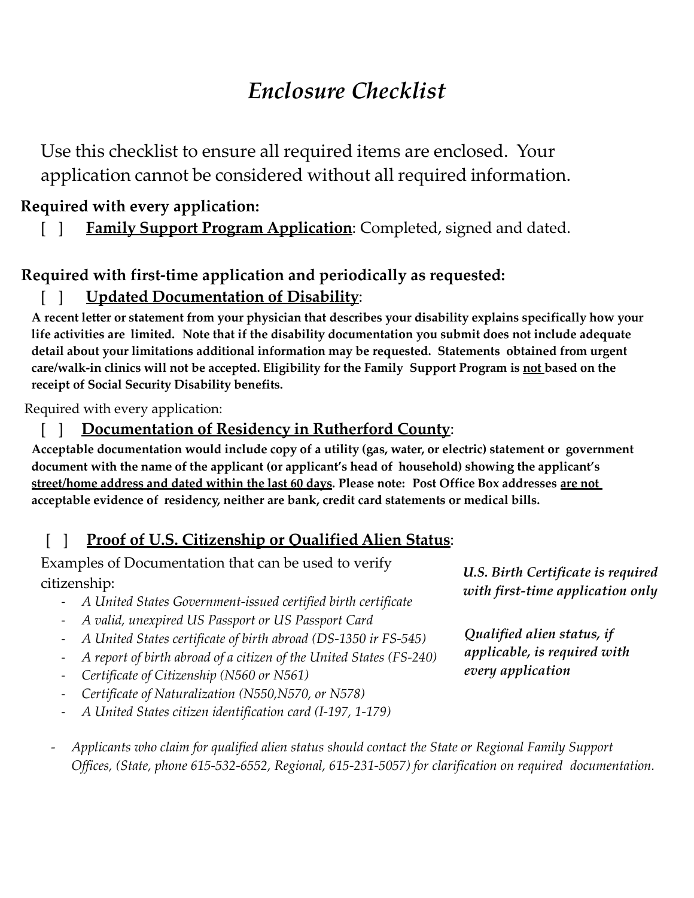# *Enclosure Checklist*

Use this checklist to ensure all required items are enclosed. Your application cannot be considered without all required information.

**Required with every application:**

[ ] **Family Support Program Application**: Completed, signed and dated.

**Required with first-time application and periodically as requested:**

[ ] **Updated Documentation of Disability**:

**A recent letter or statement from your physician that describes your disability explains specifically how your life activities are limited. Note that if the disability documentation you submit does not include adequate detail about your limitations additional information may be requested. Statements obtained from urgent care/walk-in clinics will not be accepted. Eligibility for the Family Support Program is not based on the receipt of Social Security Disability benefits.**

Required with every application:

[ ] **Documentation of Residency in Rutherford County**:

**Acceptable documentation would include copy of a utility (gas, water, or electric) statement or government document with the name of the applicant (or applicant's head of household) showing the applicant's street/home address and dated within the last 60 days. Please note: Post Office Box addresses are not acceptable evidence of residency, neither are bank, credit card statements or medical bills.**

[ ] **Proof of U.S. Citizenship or Qualified Alien Status**:

Examples of Documentation that can be used to verify citizenship:

- *A United States Government-issued certified birth certificate*
- *A valid, unexpired US Passport or US Passport Card*
- *A United States certificate of birth abroad (DS-1350 ir FS-545)*
- *A report of birth abroad of a citizen of the United States (FS-240)*
- *Certificate of Citizenship (N560 or N561)*
- *Certificate of Naturalization (N550,N570, or N578)*
- *A United States citizen identification card (I-197, 1-179)*

***U.S. Birth Certificate is required with first-time application only***

***Qualified alien status, if applicable, is required with every application***

- *Applicants who claim for qualified alien status should contact the State or Regional Family Support Offices, (State, phone 615-532-6552, Regional, 615-231-5057) for clarification on required documentation.*